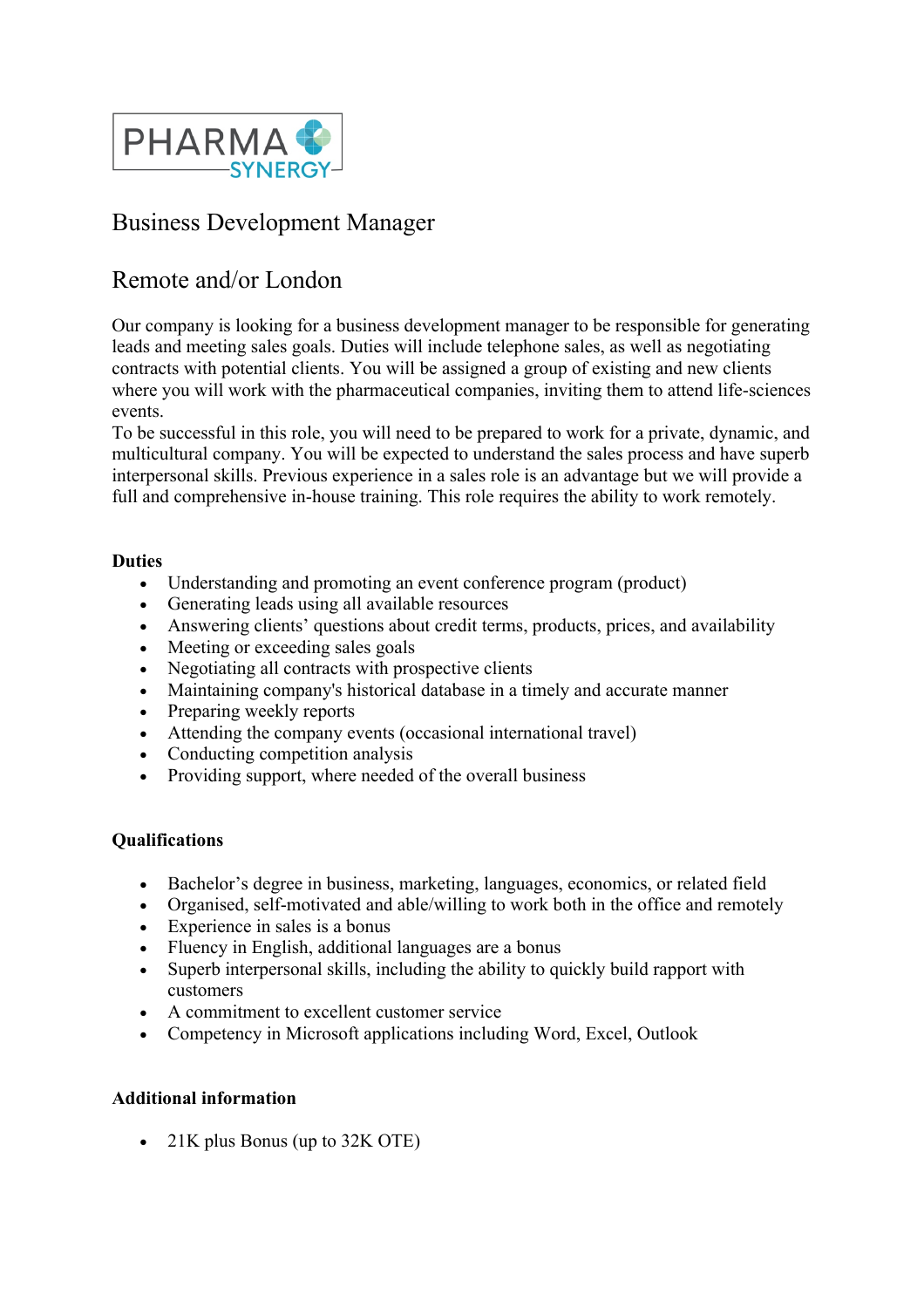PHARMA SYNERGY

# Business Development Manager

## Remote and/or London

Our company is looking for a business development manager to be responsible for generating leads and meeting sales goals. Duties will include telephone sales, as well as negotiating contracts with potential clients. You will be assigned a group of existing and new clients where you will work with the pharmaceutical companies, inviting them to attend life-sciences events.
To be successful in this role, you will need to be prepared to work for a private, dynamic, and multicultural company. You will be expected to understand the sales process and have superb interpersonal skills. Previous experience in a sales role is an advantage but we will provide a full and comprehensive in-house training. This role requires the ability to work remotely.

**Duties**

- Understanding and promoting an event conference program (product)
- Generating leads using all available resources
- Answering clients' questions about credit terms, products, prices, and availability
- Meeting or exceeding sales goals
- Negotiating all contracts with prospective clients
- Maintaining company's historical database in a timely and accurate manner
- Preparing weekly reports
- Attending the company events (occasional international travel)
- Conducting competition analysis
- Providing support, where needed of the overall business

**Qualifications**

- Bachelor's degree in business, marketing, languages, economics, or related field
- Organised, self-motivated and able/willing to work both in the office and remotely
- Experience in sales is a bonus
- Fluency in English, additional languages are a bonus
- Superb interpersonal skills, including the ability to quickly build rapport with customers
- A commitment to excellent customer service
- Competency in Microsoft applications including Word, Excel, Outlook

**Additional information**

- 21K plus Bonus (up to 32K OTE)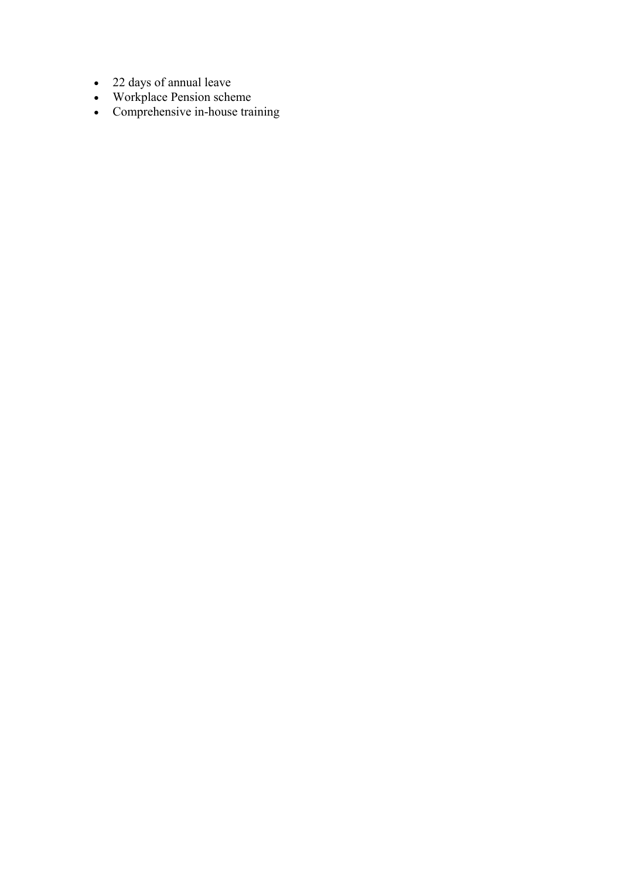- 22 days of annual leave
- Workplace Pension scheme
- Comprehensive in-house training